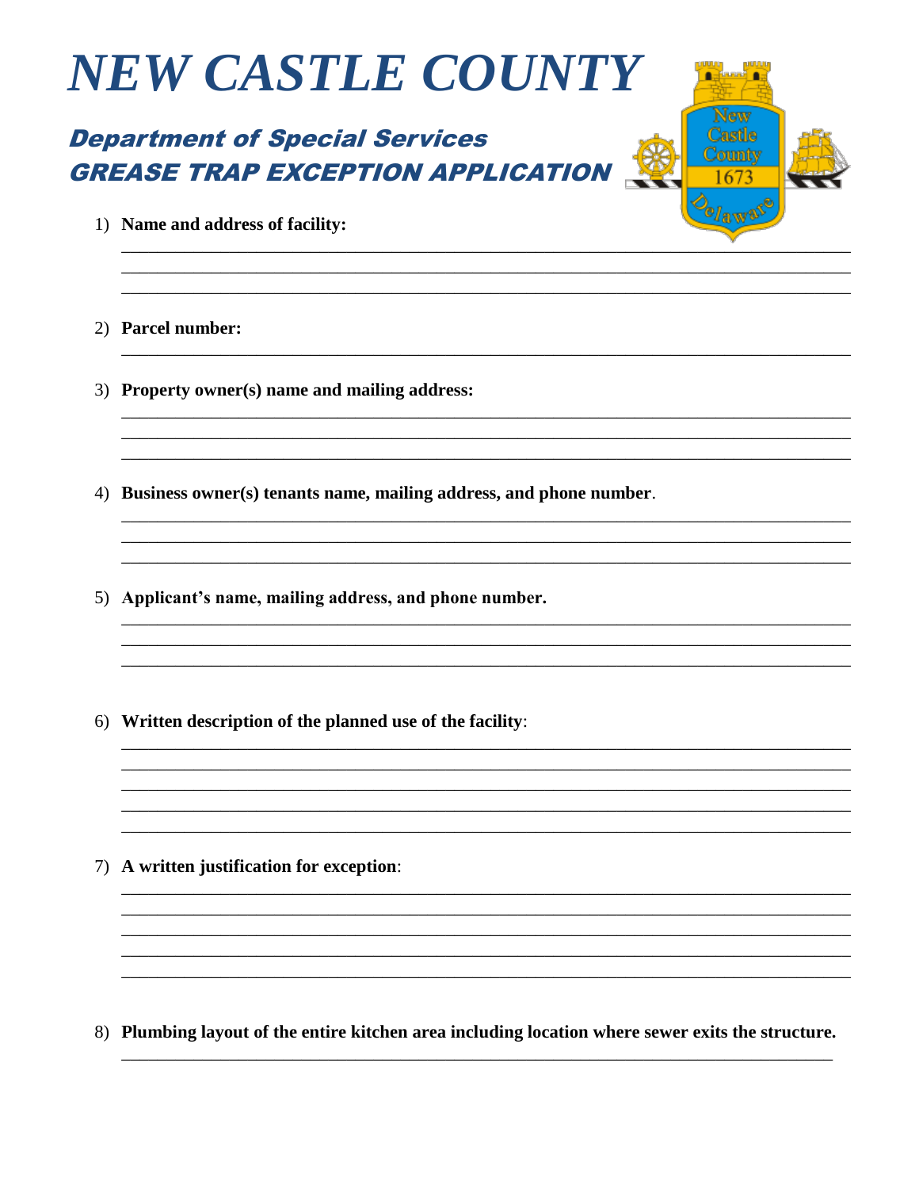# NEW CASTLE COUNTY

## Department of Special Services
## GREASE TRAP EXCEPTION APPLICATION

1) **Name and address of facility:**

______________________________________________________________________________
______________________________________________________________________________
______________________________________________________________________________

2) **Parcel number:**

______________________________________________________________________________

3) **Property owner(s) name and mailing address:**

______________________________________________________________________________
______________________________________________________________________________
______________________________________________________________________________

4) **Business owner(s) tenants name, mailing address, and phone number**.

______________________________________________________________________________
______________________________________________________________________________
______________________________________________________________________________

5) **Applicant's name, mailing address, and phone number.**

______________________________________________________________________________
______________________________________________________________________________
______________________________________________________________________________

6) **Written description of the planned use of the facility**:

______________________________________________________________________________
______________________________________________________________________________
______________________________________________________________________________
______________________________________________________________________________
______________________________________________________________________________

7) **A written justification for exception**:

______________________________________________________________________________
______________________________________________________________________________
______________________________________________________________________________
______________________________________________________________________________
______________________________________________________________________________

8) **Plumbing layout of the entire kitchen area including location where sewer exits the structure.**

______________________________________________________________________________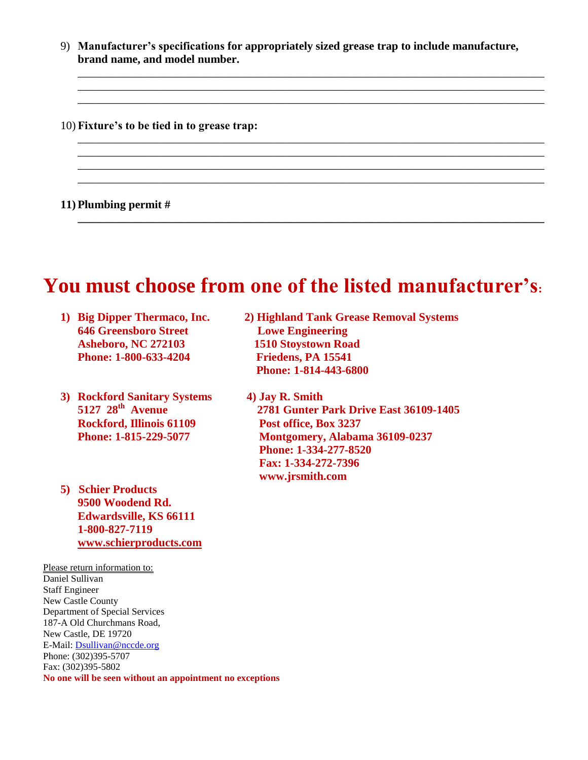9) **Manufacturer's specifications for appropriately sized grease trap to include manufacture, brand name, and model number.**

_______________________________________________________________________________
_______________________________________________________________________________
_______________________________________________________________________________

10) **Fixture's to be tied in to grease trap:**

_______________________________________________________________________________
_______________________________________________________________________________
_______________________________________________________________________________
_______________________________________________________________________________

11) **Plumbing permit #**

_______________________________________________________________________________

# You must choose from one of the listed manufacturer's:

1) **Big Dipper Thermaco, Inc.**
   **646 Greensboro Street**
   **Asheboro, NC 272103**
   **Phone: 1-800-633-4204**

2) **Highland Tank Grease Removal Systems**
   **Lowe Engineering**
   **1510 Stoystown Road**
   **Friedens, PA 15541**
   **Phone: 1-814-443-6800**

3) **Rockford Sanitary Systems**
   **5127 28th Avenue**
   **Rockford, Illinois 61109**
   **Phone: 1-815-229-5077**

4) **Jay R. Smith**
   **2781 Gunter Park Drive East 36109-1405**
   **Post office, Box 3237**
   **Montgomery, Alabama 36109-0237**
   **Phone: 1-334-277-8520**
   **Fax: 1-334-272-7396**
   **www.jrsmith.com**

5) **Schier Products**
   **9500 Woodend Rd.**
   **Edwardsville, KS 66111**
   **1-800-827-7119**
   **www.schierproducts.com**

Please return information to:
Daniel Sullivan
Staff Engineer
New Castle County
Department of Special Services
187-A Old Churchmans Road,
New Castle, DE 19720
E-Mail: Dsullivan@nccde.org
Phone: (302)395-5707
Fax: (302)395-5802

**No one will be seen without an appointment no exceptions**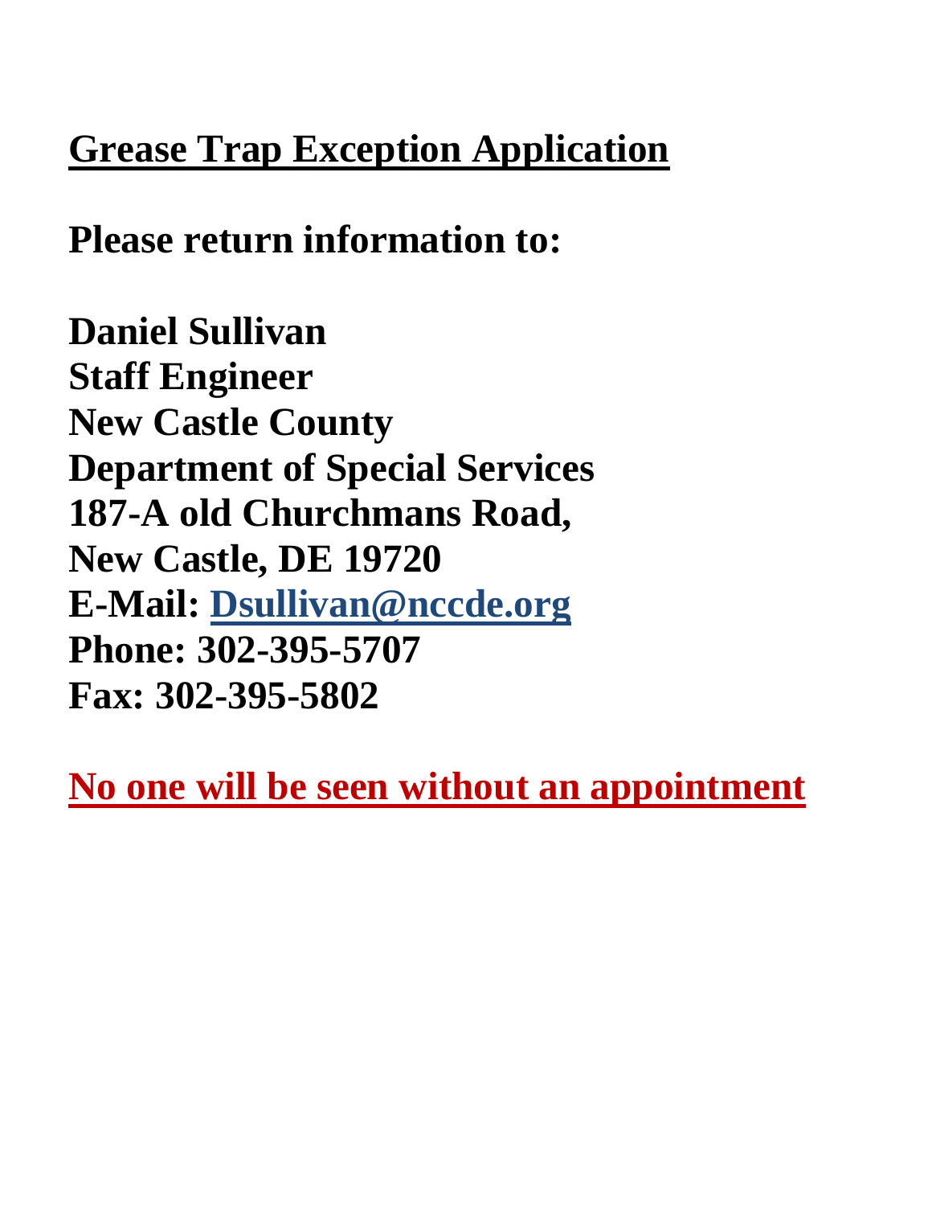# Grease Trap Exception Application

**Please return information to:**

**Daniel Sullivan**
**Staff Engineer**
**New Castle County**
**Department of Special Services**
**187-A old Churchmans Road,**
**New Castle, DE 19720**
**E-Mail: Dsullivan@nccde.org**
**Phone: 302-395-5707**
**Fax: 302-395-5802**

**No one will be seen without an appointment**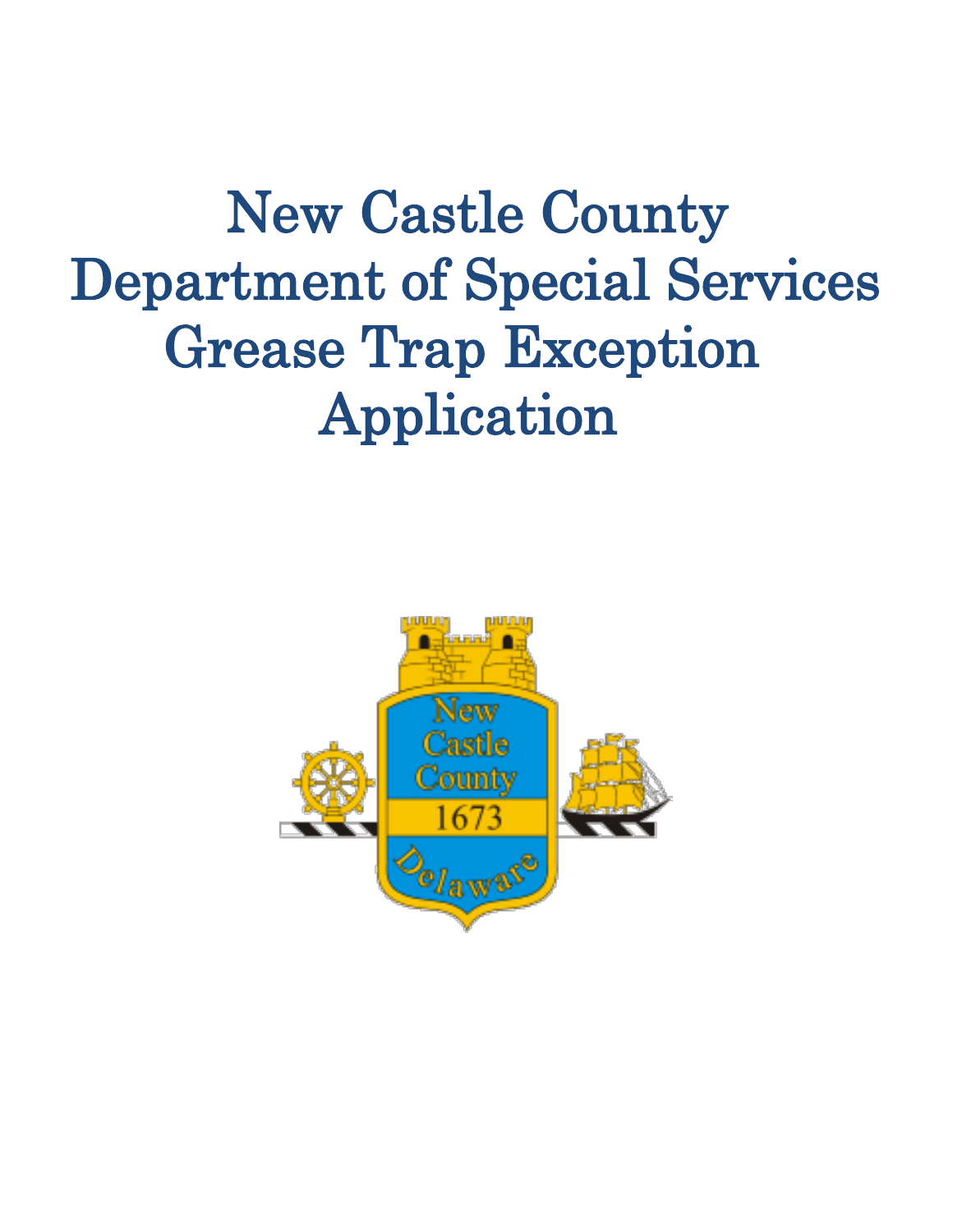# New Castle County Department of Special Services Grease Trap Exception Application